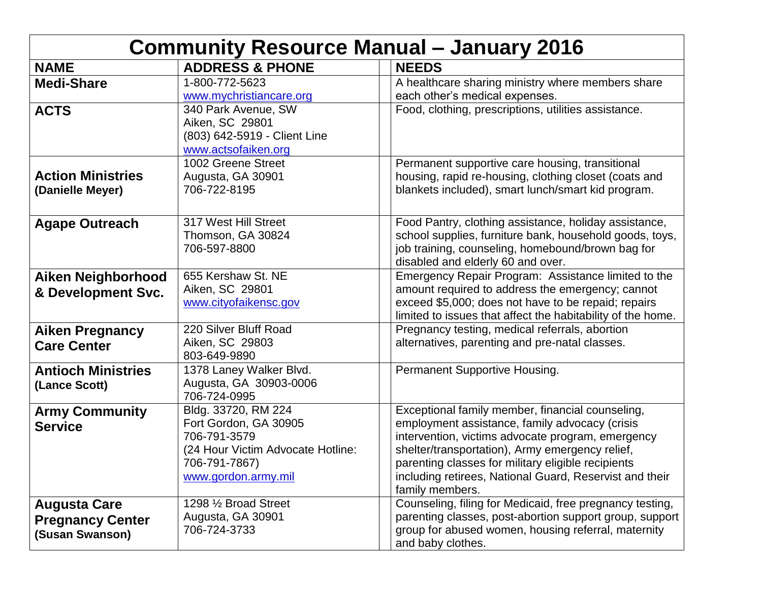# Community Resource Manual – January 2016

| NAME | ADDRESS & PHONE | | NEEDS |
|---|---|---|---|
| **Medi-Share** | 1-800-772-5623<br>www.mychristiancare.org | | A healthcare sharing ministry where members share each other's medical expenses. |
| **ACTS** | 340 Park Avenue, SW<br>Aiken, SC 29801<br>(803) 642-5919 - Client Line<br>www.actsofaiken.org | | Food, clothing, prescriptions, utilities assistance. |
| **Action Ministries**<br>**(Danielle Meyer)** | 1002 Greene Street<br>Augusta, GA 30901<br>706-722-8195 | | Permanent supportive care housing, transitional housing, rapid re-housing, clothing closet (coats and blankets included), smart lunch/smart kid program. |
| **Agape Outreach** | 317 West Hill Street<br>Thomson, GA 30824<br>706-597-8800 | | Food Pantry, clothing assistance, holiday assistance, school supplies, furniture bank, household goods, toys, job training, counseling, homebound/brown bag for disabled and elderly 60 and over. |
| **Aiken Neighborhood & Development Svc.** | 655 Kershaw St. NE<br>Aiken, SC 29801<br>www.cityofaikensc.gov | | Emergency Repair Program: Assistance limited to the amount required to address the emergency; cannot exceed $5,000; does not have to be repaid; repairs limited to issues that affect the habitability of the home. |
| **Aiken Pregnancy Care Center** | 220 Silver Bluff Road<br>Aiken, SC 29803<br>803-649-9890 | | Pregnancy testing, medical referrals, abortion alternatives, parenting and pre-natal classes. |
| **Antioch Ministries**<br>**(Lance Scott)** | 1378 Laney Walker Blvd.<br>Augusta, GA 30903-0006<br>706-724-0995 | | Permanent Supportive Housing. |
| **Army Community Service** | Bldg. 33720, RM 224<br>Fort Gordon, GA 30905<br>706-791-3579<br>(24 Hour Victim Advocate Hotline: 706-791-7867)<br>www.gordon.army.mil | | Exceptional family member, financial counseling, employment assistance, family advocacy (crisis intervention, victims advocate program, emergency shelter/transportation), Army emergency relief, parenting classes for military eligible recipients including retirees, National Guard, Reservist and their family members. |
| **Augusta Care Pregnancy Center**<br>**(Susan Swanson)** | 1298 ½ Broad Street<br>Augusta, GA 30901<br>706-724-3733 | | Counseling, filing for Medicaid, free pregnancy testing, parenting classes, post-abortion support group, support group for abused women, housing referral, maternity and baby clothes. |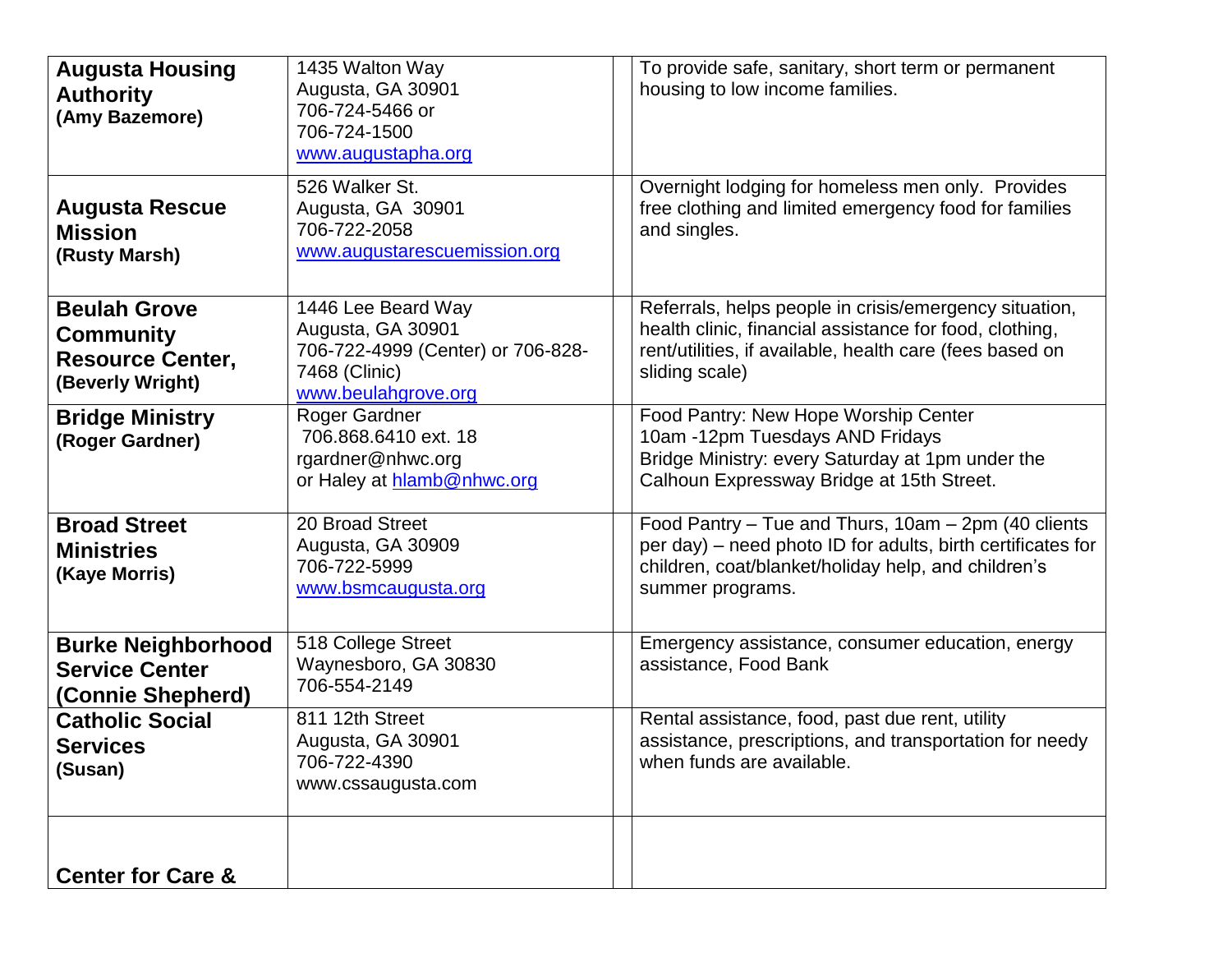| | | | |
|---|---|---|---|
| **Augusta Housing Authority** **(Amy Bazemore)** | 1435 Walton Way<br>Augusta, GA 30901<br>706-724-5466 or<br>706-724-1500<br>www.augustapha.org | | To provide safe, sanitary, short term or permanent housing to low income families. |
| **Augusta Rescue Mission** **(Rusty Marsh)** | 526 Walker St.<br>Augusta, GA 30901<br>706-722-2058<br>www.augustarescuemission.org | | Overnight lodging for homeless men only. Provides free clothing and limited emergency food for families and singles. |
| **Beulah Grove Community Resource Center,** **(Beverly Wright)** | 1446 Lee Beard Way<br>Augusta, GA 30901<br>706-722-4999 (Center) or 706-828-7468 (Clinic)<br>www.beulahgrove.org | | Referrals, helps people in crisis/emergency situation, health clinic, financial assistance for food, clothing, rent/utilities, if available, health care (fees based on sliding scale) |
| **Bridge Ministry** **(Roger Gardner)** | Roger Gardner<br>706.868.6410 ext. 18<br>rgardner@nhwc.org<br>or Haley at hlamb@nhwc.org | | Food Pantry: New Hope Worship Center<br>10am -12pm Tuesdays AND Fridays<br>Bridge Ministry: every Saturday at 1pm under the Calhoun Expressway Bridge at 15th Street. |
| **Broad Street Ministries** **(Kaye Morris)** | 20 Broad Street<br>Augusta, GA 30909<br>706-722-5999<br>www.bsmcaugusta.org | | Food Pantry – Tue and Thurs, 10am – 2pm (40 clients per day) – need photo ID for adults, birth certificates for children, coat/blanket/holiday help, and children's summer programs. |
| **Burke Neighborhood Service Center (Connie Shepherd)** | 518 College Street<br>Waynesboro, GA 30830<br>706-554-2149 | | Emergency assistance, consumer education, energy assistance, Food Bank |
| **Catholic Social Services** **(Susan)** | 811 12th Street<br>Augusta, GA 30901<br>706-722-4390<br>www.cssaugusta.com | | Rental assistance, food, past due rent, utility assistance, prescriptions, and transportation for needy when funds are available. |
| **Center for Care &** | | | |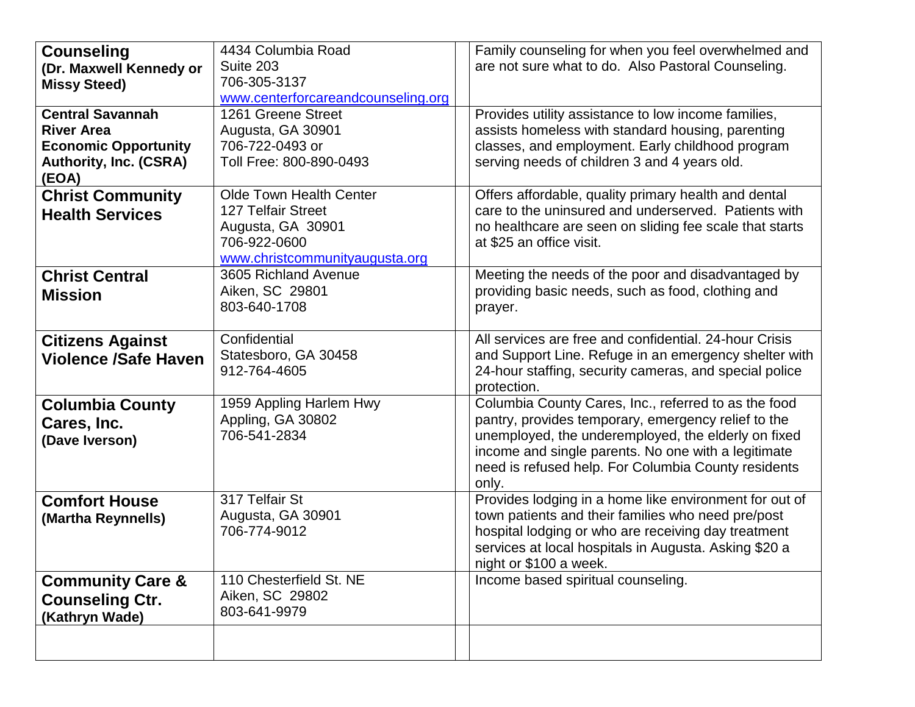| | | | |
|---|---|---|---|
| **Counseling** **(Dr. Maxwell Kennedy or Missy Steed)** | 4434 Columbia Road<br>Suite 203<br>706-305-3137<br>www.centerforcareandcounseling.org | | Family counseling for when you feel overwhelmed and are not sure what to do. Also Pastoral Counseling. |
| **Central Savannah River Area Economic Opportunity Authority, Inc. (CSRA) (EOA)** | 1261 Greene Street<br>Augusta, GA 30901<br>706-722-0493 or<br>Toll Free: 800-890-0493 | | Provides utility assistance to low income families, assists homeless with standard housing, parenting classes, and employment. Early childhood program serving needs of children 3 and 4 years old. |
| **Christ Community Health Services** | Olde Town Health Center<br>127 Telfair Street<br>Augusta, GA 30901<br>706-922-0600<br>www.christcommunityaugusta.org | | Offers affordable, quality primary health and dental care to the uninsured and underserved. Patients with no healthcare are seen on sliding fee scale that starts at $25 an office visit. |
| **Christ Central Mission** | 3605 Richland Avenue<br>Aiken, SC 29801<br>803-640-1708 | | Meeting the needs of the poor and disadvantaged by providing basic needs, such as food, clothing and prayer. |
| **Citizens Against Violence /Safe Haven** | Confidential<br>Statesboro, GA 30458<br>912-764-4605 | | All services are free and confidential. 24-hour Crisis and Support Line. Refuge in an emergency shelter with 24-hour staffing, security cameras, and special police protection. |
| **Columbia County Cares, Inc.** **(Dave Iverson)** | 1959 Appling Harlem Hwy<br>Appling, GA 30802<br>706-541-2834 | | Columbia County Cares, Inc., referred to as the food pantry, provides temporary, emergency relief to the unemployed, the underemployed, the elderly on fixed income and single parents. No one with a legitimate need is refused help. For Columbia County residents only. |
| **Comfort House** **(Martha Reynnells)** | 317 Telfair St<br>Augusta, GA 30901<br>706-774-9012 | | Provides lodging in a home like environment for out of town patients and their families who need pre/post hospital lodging or who are receiving day treatment services at local hospitals in Augusta. Asking $20 a night or $100 a week. |
| **Community Care & Counseling Ctr.** **(Kathryn Wade)** | 110 Chesterfield St. NE<br>Aiken, SC 29802<br>803-641-9979 | | Income based spiritual counseling. |
| | | | |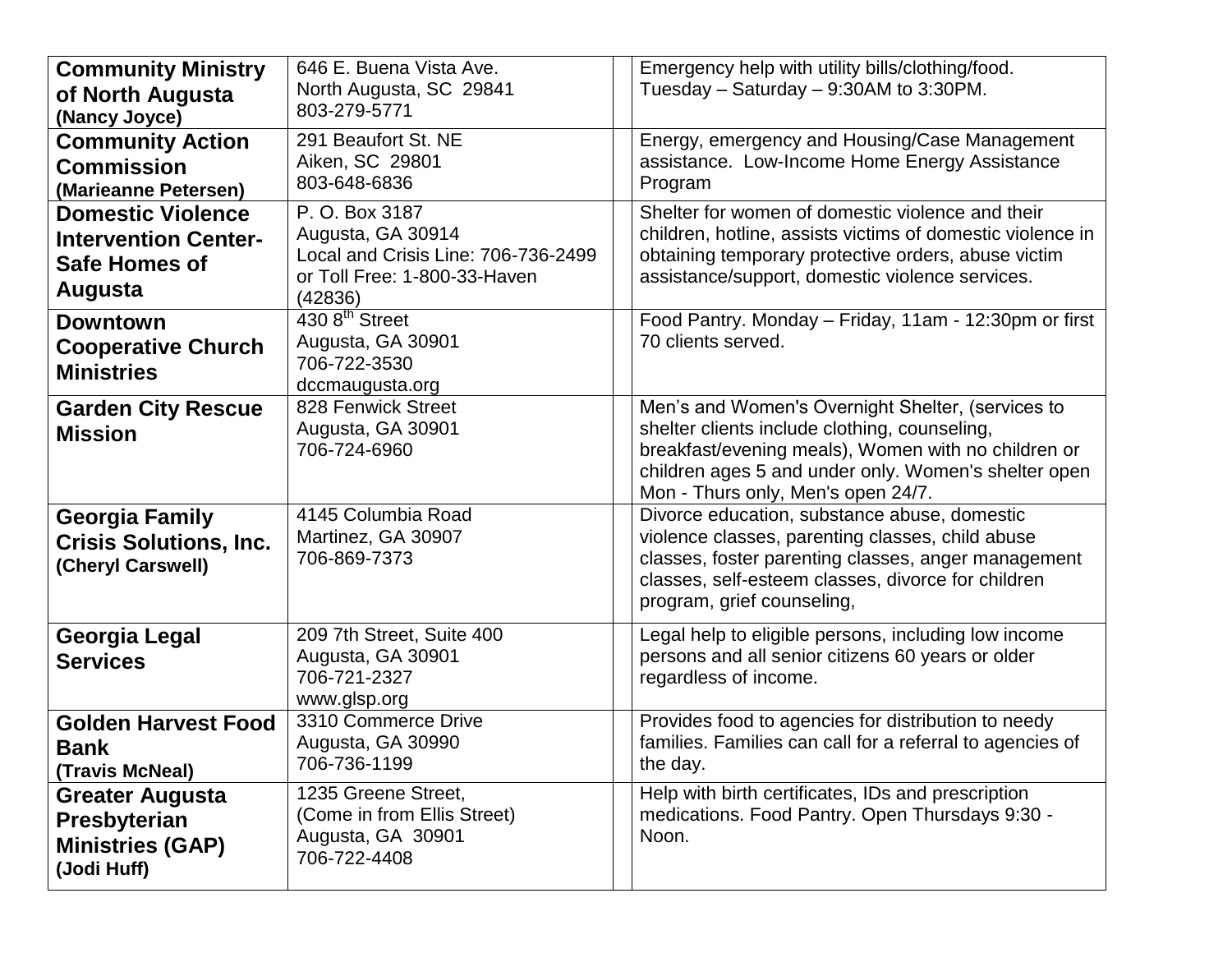| | | | |
|---|---|---|---|
| **Community Ministry of North Augusta** **(Nancy Joyce)** | 646 E. Buena Vista Ave.<br>North Augusta, SC 29841<br>803-279-5771 | | Emergency help with utility bills/clothing/food.<br>Tuesday – Saturday – 9:30AM to 3:30PM. |
| **Community Action Commission** **(Marieanne Petersen)** | 291 Beaufort St. NE<br>Aiken, SC 29801<br>803-648-6836 | | Energy, emergency and Housing/Case Management assistance. Low-Income Home Energy Assistance Program |
| **Domestic Violence Intervention Center- Safe Homes of Augusta** | P. O. Box 3187<br>Augusta, GA 30914<br>Local and Crisis Line: 706-736-2499 or Toll Free: 1-800-33-Haven (42836) | | Shelter for women of domestic violence and their children, hotline, assists victims of domestic violence in obtaining temporary protective orders, abuse victim assistance/support, domestic violence services. |
| **Downtown Cooperative Church Ministries** | 430 8th Street<br>Augusta, GA 30901<br>706-722-3530<br>dccmaugusta.org | | Food Pantry. Monday – Friday, 11am - 12:30pm or first 70 clients served. |
| **Garden City Rescue Mission** | 828 Fenwick Street<br>Augusta, GA 30901<br>706-724-6960 | | Men's and Women's Overnight Shelter, (services to shelter clients include clothing, counseling, breakfast/evening meals), Women with no children or children ages 5 and under only. Women's shelter open Mon - Thurs only, Men's open 24/7. |
| **Georgia Family Crisis Solutions, Inc.** **(Cheryl Carswell)** | 4145 Columbia Road<br>Martinez, GA 30907<br>706-869-7373 | | Divorce education, substance abuse, domestic violence classes, parenting classes, child abuse classes, foster parenting classes, anger management classes, self-esteem classes, divorce for children program, grief counseling, |
| **Georgia Legal Services** | 209 7th Street, Suite 400<br>Augusta, GA 30901<br>706-721-2327<br>www.glsp.org | | Legal help to eligible persons, including low income persons and all senior citizens 60 years or older regardless of income. |
| **Golden Harvest Food Bank** **(Travis McNeal)** | 3310 Commerce Drive<br>Augusta, GA 30990<br>706-736-1199 | | Provides food to agencies for distribution to needy families. Families can call for a referral to agencies of the day. |
| **Greater Augusta Presbyterian Ministries (GAP)** **(Jodi Huff)** | 1235 Greene Street,<br>(Come in from Ellis Street)<br>Augusta, GA 30901<br>706-722-4408 | | Help with birth certificates, IDs and prescription medications. Food Pantry. Open Thursdays 9:30 - Noon. |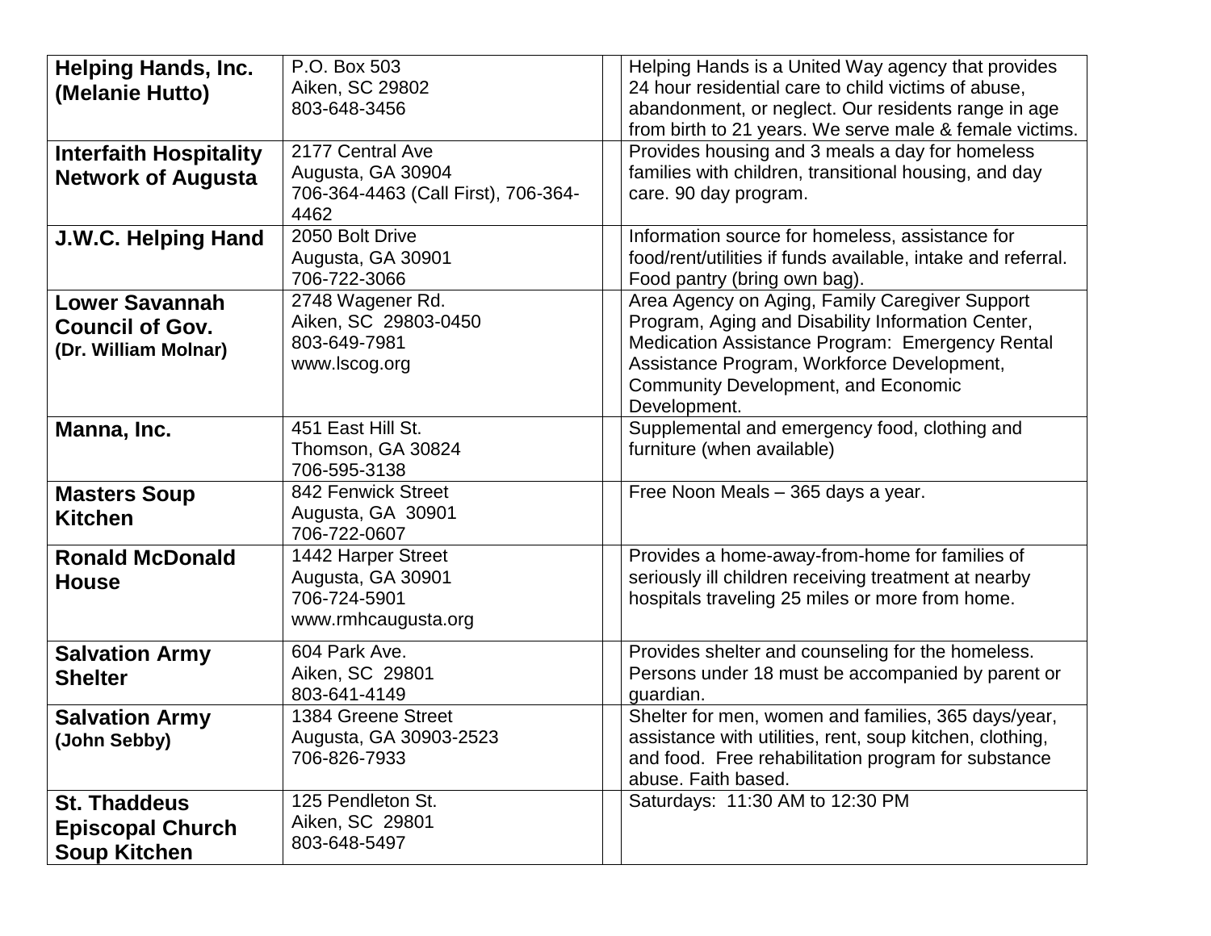| | | | |
|---|---|---|---|
| **Helping Hands, Inc. (Melanie Hutto)** | P.O. Box 503<br>Aiken, SC 29802<br>803-648-3456 | | Helping Hands is a United Way agency that provides 24 hour residential care to child victims of abuse, abandonment, or neglect. Our residents range in age from birth to 21 years. We serve male & female victims. |
| **Interfaith Hospitality Network of Augusta** | 2177 Central Ave<br>Augusta, GA 30904<br>706-364-4463 (Call First), 706-364-4462 | | Provides housing and 3 meals a day for homeless families with children, transitional housing, and day care. 90 day program. |
| **J.W.C. Helping Hand** | 2050 Bolt Drive<br>Augusta, GA 30901<br>706-722-3066 | | Information source for homeless, assistance for food/rent/utilities if funds available, intake and referral. Food pantry (bring own bag). |
| **Lower Savannah Council of Gov. (Dr. William Molnar)** | 2748 Wagener Rd.<br>Aiken, SC 29803-0450<br>803-649-7981<br>www.lscog.org | | Area Agency on Aging, Family Caregiver Support Program, Aging and Disability Information Center, Medication Assistance Program: Emergency Rental Assistance Program, Workforce Development, Community Development, and Economic Development. |
| **Manna, Inc.** | 451 East Hill St.<br>Thomson, GA 30824<br>706-595-3138 | | Supplemental and emergency food, clothing and furniture (when available) |
| **Masters Soup Kitchen** | 842 Fenwick Street<br>Augusta, GA 30901<br>706-722-0607 | | Free Noon Meals – 365 days a year. |
| **Ronald McDonald House** | 1442 Harper Street<br>Augusta, GA 30901<br>706-724-5901<br>www.rmhcaugusta.org | | Provides a home-away-from-home for families of seriously ill children receiving treatment at nearby hospitals traveling 25 miles or more from home. |
| **Salvation Army Shelter** | 604 Park Ave.<br>Aiken, SC 29801<br>803-641-4149 | | Provides shelter and counseling for the homeless. Persons under 18 must be accompanied by parent or guardian. |
| **Salvation Army (John Sebby)** | 1384 Greene Street<br>Augusta, GA 30903-2523<br>706-826-7933 | | Shelter for men, women and families, 365 days/year, assistance with utilities, rent, soup kitchen, clothing, and food. Free rehabilitation program for substance abuse. Faith based. |
| **St. Thaddeus Episcopal Church Soup Kitchen** | 125 Pendleton St.<br>Aiken, SC 29801<br>803-648-5497 | | Saturdays: 11:30 AM to 12:30 PM |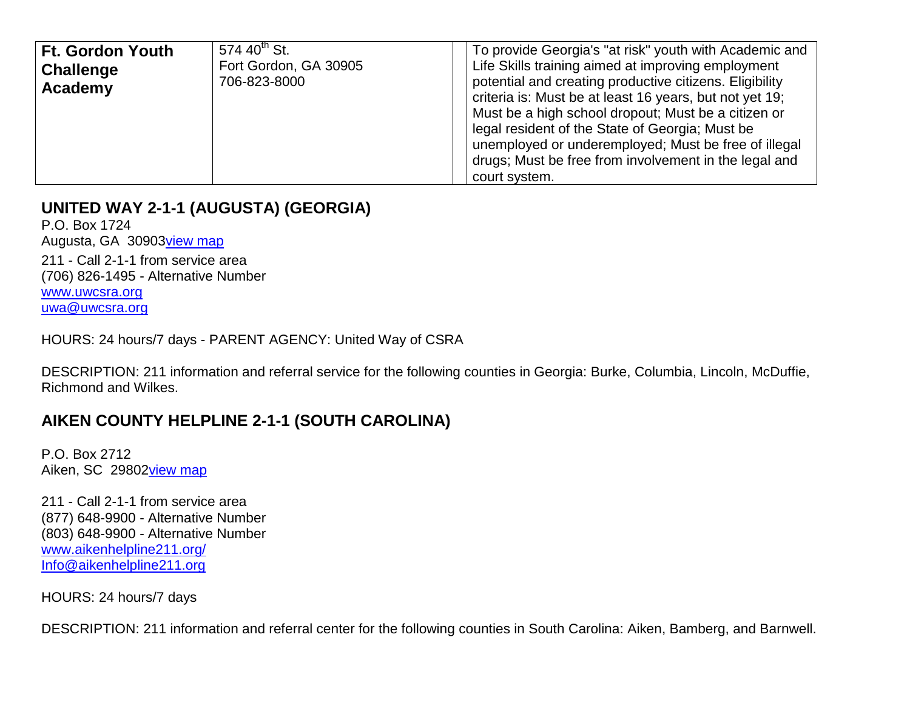| | | | |
|---|---|---|---|
| **Ft. Gordon Youth Challenge Academy** | 574 40th St.<br>Fort Gordon, GA 30905<br>706-823-8000 | | To provide Georgia's "at risk" youth with Academic and Life Skills training aimed at improving employment potential and creating productive citizens. Eligibility criteria is: Must be at least 16 years, but not yet 19; Must be a high school dropout; Must be a citizen or legal resident of the State of Georgia; Must be unemployed or underemployed; Must be free of illegal drugs; Must be free from involvement in the legal and court system. |

## UNITED WAY 2-1-1 (AUGUSTA) (GEORGIA)

P.O. Box 1724
Augusta, GA 30903view map

211 - Call 2-1-1 from service area
(706) 826-1495 - Alternative Number
www.uwcsra.org
uwa@uwcsra.org

HOURS: 24 hours/7 days - PARENT AGENCY: United Way of CSRA

DESCRIPTION: 211 information and referral service for the following counties in Georgia: Burke, Columbia, Lincoln, McDuffie, Richmond and Wilkes.

## AIKEN COUNTY HELPLINE 2-1-1 (SOUTH CAROLINA)

P.O. Box 2712
Aiken, SC 29802view map

211 - Call 2-1-1 from service area
(877) 648-9900 - Alternative Number
(803) 648-9900 - Alternative Number
www.aikenhelpline211.org/
Info@aikenhelpline211.org

HOURS: 24 hours/7 days

DESCRIPTION: 211 information and referral center for the following counties in South Carolina: Aiken, Bamberg, and Barnwell.